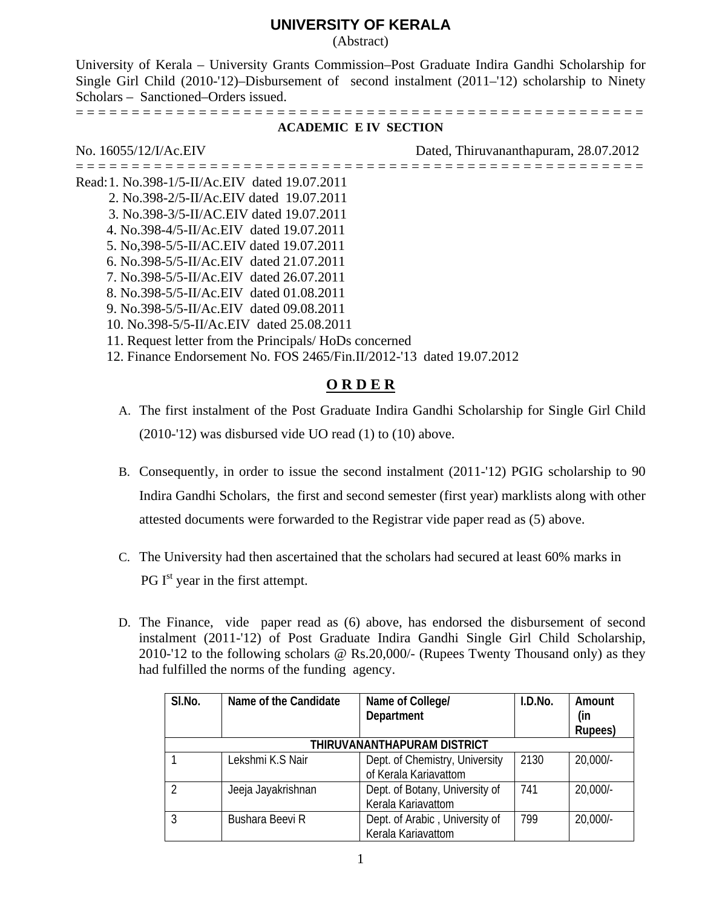# UNIVERSITY OF KERALA

(Abstract)

University of Kerala – University Grants Commission–Post Graduate Indira Gandhi Scholarship for Single Girl Child (2010-'12)–Disbursement of second instalment (2011–'12) scholarship to Ninety Scholars – Sanctioned–Orders issued.

= = = = = = = = = = = = = = = = = = = = = = = = = = = = = = = = = = = = = = = = = = = = = = = = = = = =

**ACADEMIC E IV SECTION**

No. 16055/12/I/Ac.EIV Dated, Thiruvananthapuram, 28.07.2012

= = = = = = = = = = = = = = = = = = = = = = = = = = = = = = = = = = = = = = = = = = = = = = = = = = = =

Read:
1. No.398-1/5-II/Ac.EIV dated 19.07.2011
2. No.398-2/5-II/Ac.EIV dated 19.07.2011
3. No.398-3/5-II/AC.EIV dated 19.07.2011
4. No.398-4/5-II/Ac.EIV dated 19.07.2011
5. No,398-5/5-II/AC.EIV dated 19.07.2011
6. No.398-5/5-II/Ac.EIV dated 21.07.2011
7. No.398-5/5-II/Ac.EIV dated 26.07.2011
8. No.398-5/5-II/Ac.EIV dated 01.08.2011
9. No.398-5/5-II/Ac.EIV dated 09.08.2011
10. No.398-5/5-II/Ac.EIV dated 25.08.2011
11. Request letter from the Principals/ HoDs concerned
12. Finance Endorsement No. FOS 2465/Fin.II/2012-'13 dated 19.07.2012

## O R D E R

A. The first instalment of the Post Graduate Indira Gandhi Scholarship for Single Girl Child (2010-'12) was disbursed vide UO read (1) to (10) above.

B. Consequently, in order to issue the second instalment (2011-'12) PGIG scholarship to 90 Indira Gandhi Scholars, the first and second semester (first year) marklists along with other attested documents were forwarded to the Registrar vide paper read as (5) above.

C. The University had then ascertained that the scholars had secured at least 60% marks in PG I$^{st}$ year in the first attempt.

D. The Finance, vide paper read as (6) above, has endorsed the disbursement of second instalment (2011-'12) of Post Graduate Indira Gandhi Single Girl Child Scholarship, 2010-'12 to the following scholars @ Rs.20,000/- (Rupees Twenty Thousand only) as they had fulfilled the norms of the funding agency.

| Sl.No. | Name of the Candidate | Name of College/ Department | I.D.No. | Amount (in Rupees) |
|---|---|---|---|---|
| | | **THIRUVANANTHAPURAM DISTRICT** | | |
| 1 | Lekshmi K.S Nair | Dept. of Chemistry, University of Kerala Kariavattom | 2130 | 20,000/- |
| 2 | Jeeja Jayakrishnan | Dept. of Botany, University of Kerala Kariavattom | 741 | 20,000/- |
| 3 | Bushara Beevi R | Dept. of Arabic , University of Kerala Kariavattom | 799 | 20,000/- |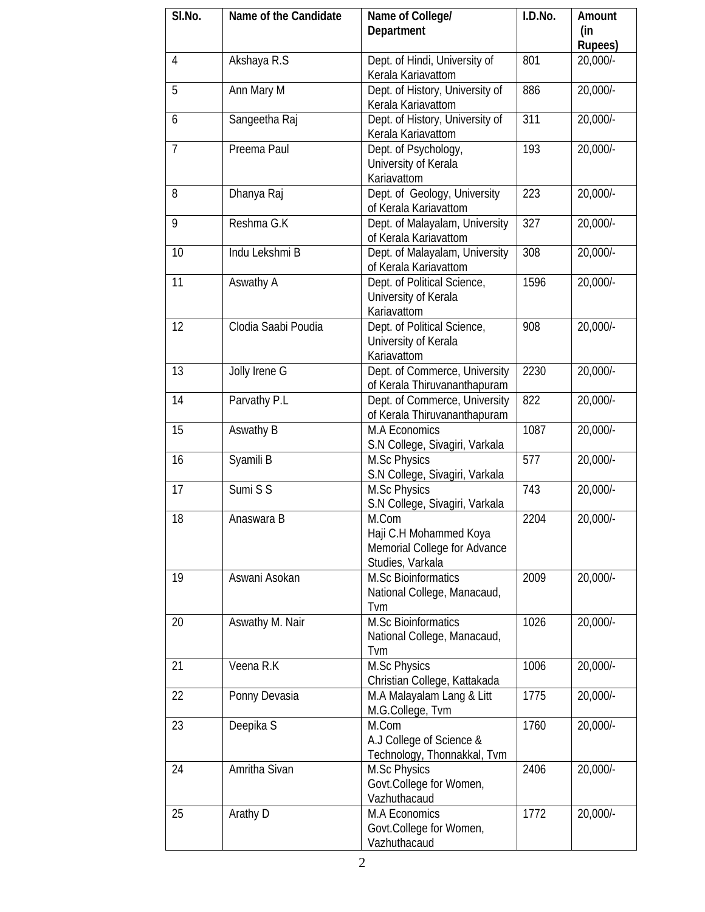| Sl.No. | Name of the Candidate | Name of College/ Department | I.D.No. | Amount (in Rupees) |
|---|---|---|---|---|
| 4 | Akshaya R.S | Dept. of Hindi, University of Kerala Kariavattom | 801 | 20,000/- |
| 5 | Ann Mary M | Dept. of History, University of Kerala Kariavattom | 886 | 20,000/- |
| 6 | Sangeetha Raj | Dept. of History, University of Kerala Kariavattom | 311 | 20,000/- |
| 7 | Preema Paul | Dept. of Psychology, University of Kerala Kariavattom | 193 | 20,000/- |
| 8 | Dhanya Raj | Dept. of Geology, University of Kerala Kariavattom | 223 | 20,000/- |
| 9 | Reshma G.K | Dept. of Malayalam, University of Kerala Kariavattom | 327 | 20,000/- |
| 10 | Indu Lekshmi B | Dept. of Malayalam, University of Kerala Kariavattom | 308 | 20,000/- |
| 11 | Aswathy A | Dept. of Political Science, University of Kerala Kariavattom | 1596 | 20,000/- |
| 12 | Clodia Saabi Poudia | Dept. of Political Science, University of Kerala Kariavattom | 908 | 20,000/- |
| 13 | Jolly Irene G | Dept. of Commerce, University of Kerala Thiruvananthapuram | 2230 | 20,000/- |
| 14 | Parvathy P.L | Dept. of Commerce, University of Kerala Thiruvananthapuram | 822 | 20,000/- |
| 15 | Aswathy B | M.A Economics S.N College, Sivagiri, Varkala | 1087 | 20,000/- |
| 16 | Syamili B | M.Sc Physics S.N College, Sivagiri, Varkala | 577 | 20,000/- |
| 17 | Sumi S S | M.Sc Physics S.N College, Sivagiri, Varkala | 743 | 20,000/- |
| 18 | Anaswara B | M.Com Haji C.H Mohammed Koya Memorial College for Advance Studies, Varkala | 2204 | 20,000/- |
| 19 | Aswani Asokan | M.Sc Bioinformatics National College, Manacaud, Tvm | 2009 | 20,000/- |
| 20 | Aswathy M. Nair | M.Sc Bioinformatics National College, Manacaud, Tvm | 1026 | 20,000/- |
| 21 | Veena R.K | M.Sc Physics Christian College, Kattakada | 1006 | 20,000/- |
| 22 | Ponny Devasia | M.A Malayalam Lang & Litt M.G.College, Tvm | 1775 | 20,000/- |
| 23 | Deepika S | M.Com A.J College of Science & Technology, Thonnakkal, Tvm | 1760 | 20,000/- |
| 24 | Amritha Sivan | M.Sc Physics Govt.College for Women, Vazhuthacaud | 2406 | 20,000/- |
| 25 | Arathy D | M.A Economics Govt.College for Women, Vazhuthacaud | 1772 | 20,000/- |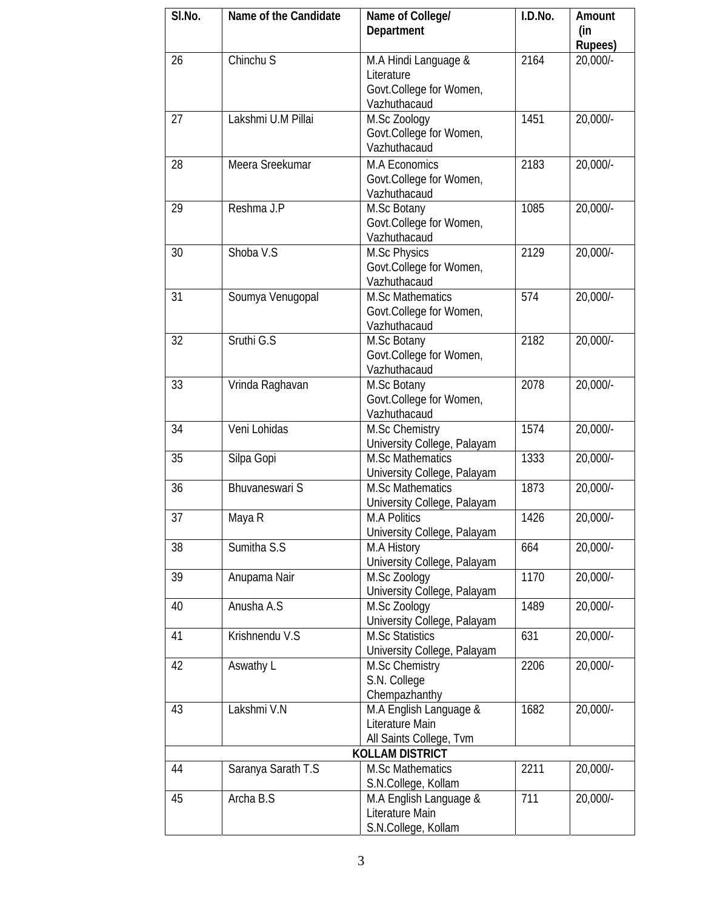| Sl.No. | Name of the Candidate | Name of College/ Department | I.D.No. | Amount (in Rupees) |
|---|---|---|---|---|
| 26 | Chinchu S | M.A Hindi Language & Literature Govt.College for Women, Vazhuthacaud | 2164 | 20,000/- |
| 27 | Lakshmi U.M Pillai | M.Sc Zoology Govt.College for Women, Vazhuthacaud | 1451 | 20,000/- |
| 28 | Meera Sreekumar | M.A Economics Govt.College for Women, Vazhuthacaud | 2183 | 20,000/- |
| 29 | Reshma J.P | M.Sc Botany Govt.College for Women, Vazhuthacaud | 1085 | 20,000/- |
| 30 | Shoba V.S | M.Sc Physics Govt.College for Women, Vazhuthacaud | 2129 | 20,000/- |
| 31 | Soumya Venugopal | M.Sc Mathematics Govt.College for Women, Vazhuthacaud | 574 | 20,000/- |
| 32 | Sruthi G.S | M.Sc Botany Govt.College for Women, Vazhuthacaud | 2182 | 20,000/- |
| 33 | Vrinda Raghavan | M.Sc Botany Govt.College for Women, Vazhuthacaud | 2078 | 20,000/- |
| 34 | Veni Lohidas | M.Sc Chemistry University College, Palayam | 1574 | 20,000/- |
| 35 | Silpa Gopi | M.Sc Mathematics University College, Palayam | 1333 | 20,000/- |
| 36 | Bhuvaneswari S | M.Sc Mathematics University College, Palayam | 1873 | 20,000/- |
| 37 | Maya R | M.A Politics University College, Palayam | 1426 | 20,000/- |
| 38 | Sumitha S.S | M.A History University College, Palayam | 664 | 20,000/- |
| 39 | Anupama Nair | M.Sc Zoology University College, Palayam | 1170 | 20,000/- |
| 40 | Anusha A.S | M.Sc Zoology University College, Palayam | 1489 | 20,000/- |
| 41 | Krishnendu V.S | M.Sc Statistics University College, Palayam | 631 | 20,000/- |
| 42 | Aswathy L | M.Sc Chemistry S.N. College Chempazhanthy | 2206 | 20,000/- |
| 43 | Lakshmi V.N | M.A English Language & Literature Main All Saints College, Tvm | 1682 | 20,000/- |
| **KOLLAM DISTRICT** | | | | |
| 44 | Saranya Sarath T.S | M.Sc Mathematics S.N.College, Kollam | 2211 | 20,000/- |
| 45 | Archa B.S | M.A English Language & Literature Main S.N.College, Kollam | 711 | 20,000/- |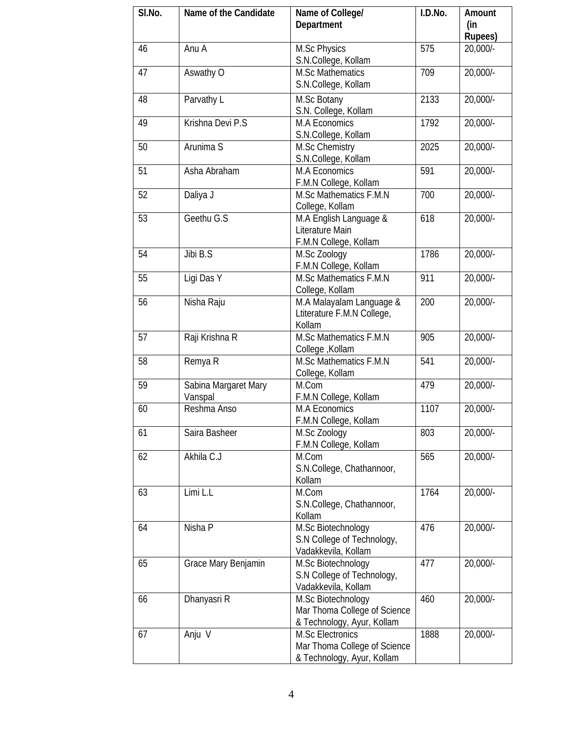| Sl.No. | Name of the Candidate | Name of College/ Department | I.D.No. | Amount (in Rupees) |
|---|---|---|---|---|
| 46 | Anu A | M.Sc Physics S.N.College, Kollam | 575 | 20,000/- |
| 47 | Aswathy O | M.Sc Mathematics S.N.College, Kollam | 709 | 20,000/- |
| 48 | Parvathy L | M.Sc Botany S.N. College, Kollam | 2133 | 20,000/- |
| 49 | Krishna Devi P.S | M.A Economics S.N.College, Kollam | 1792 | 20,000/- |
| 50 | Arunima S | M.Sc Chemistry S.N.College, Kollam | 2025 | 20,000/- |
| 51 | Asha Abraham | M.A Economics F.M.N College, Kollam | 591 | 20,000/- |
| 52 | Daliya J | M.Sc Mathematics F.M.N College, Kollam | 700 | 20,000/- |
| 53 | Geethu G.S | M.A English Language & Literature Main F.M.N College, Kollam | 618 | 20,000/- |
| 54 | Jibi B.S | M.Sc Zoology F.M.N College, Kollam | 1786 | 20,000/- |
| 55 | Ligi Das Y | M.Sc Mathematics F.M.N College, Kollam | 911 | 20,000/- |
| 56 | Nisha Raju | M.A Malayalam Language & Ltiterature F.M.N College, Kollam | 200 | 20,000/- |
| 57 | Raji Krishna R | M.Sc Mathematics F.M.N College ,Kollam | 905 | 20,000/- |
| 58 | Remya R | M.Sc Mathematics F.M.N College, Kollam | 541 | 20,000/- |
| 59 | Sabina Margaret Mary Vanspal | M.Com F.M.N College, Kollam | 479 | 20,000/- |
| 60 | Reshma Anso | M.A Economics F.M.N College, Kollam | 1107 | 20,000/- |
| 61 | Saira Basheer | M.Sc Zoology F.M.N College, Kollam | 803 | 20,000/- |
| 62 | Akhila C.J | M.Com S.N.College, Chathannoor, Kollam | 565 | 20,000/- |
| 63 | Limi L.L | M.Com S.N.College, Chathannoor, Kollam | 1764 | 20,000/- |
| 64 | Nisha P | M.Sc Biotechnology S.N College of Technology, Vadakkevila, Kollam | 476 | 20,000/- |
| 65 | Grace Mary Benjamin | M.Sc Biotechnology S.N College of Technology, Vadakkevila, Kollam | 477 | 20,000/- |
| 66 | Dhanyasri R | M.Sc Biotechnology Mar Thoma College of Science & Technology, Ayur, Kollam | 460 | 20,000/- |
| 67 | Anju V | M.Sc Electronics Mar Thoma College of Science & Technology, Ayur, Kollam | 1888 | 20,000/- |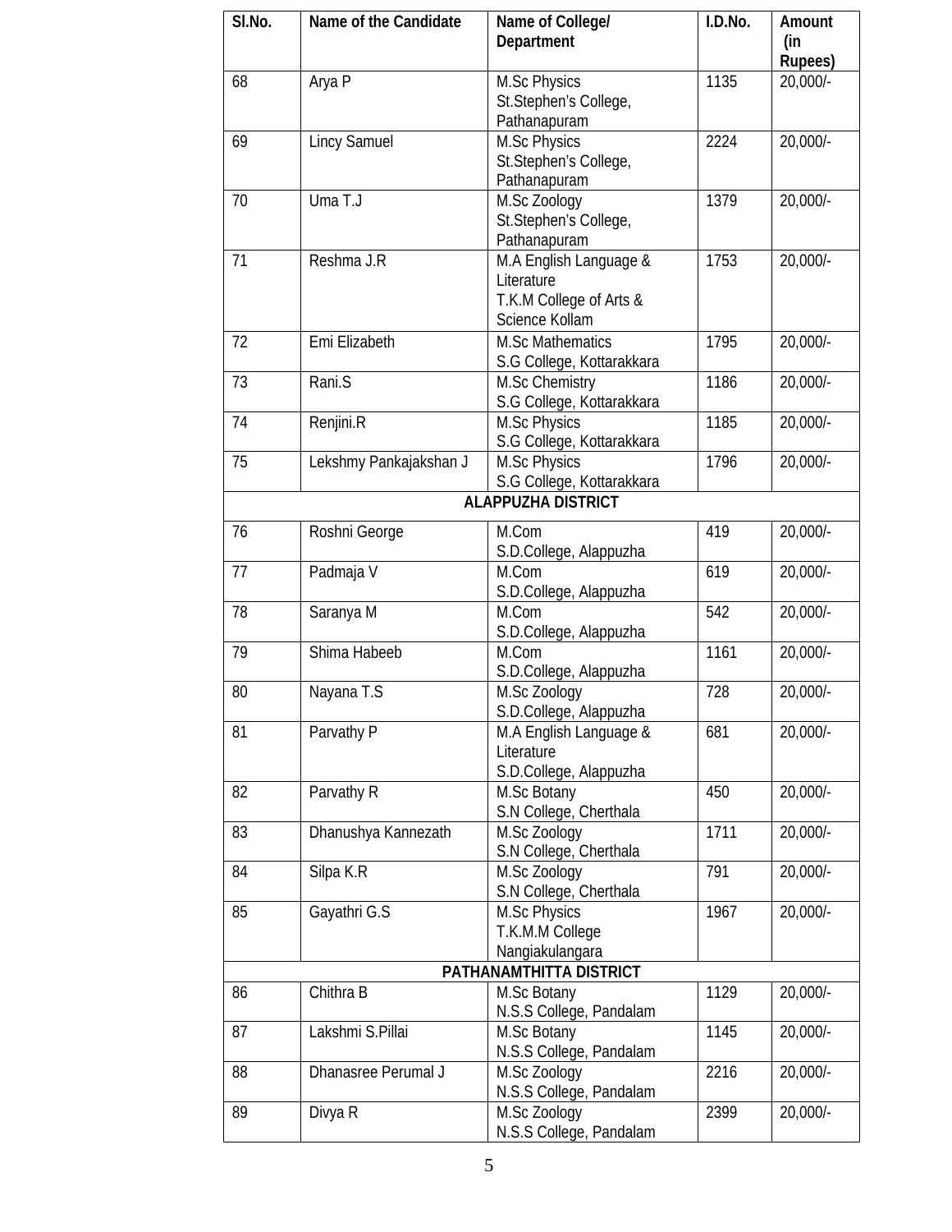| Sl.No. | Name of the Candidate | Name of College/ Department | I.D.No. | Amount (in Rupees) |
|---|---|---|---|---|
| 68 | Arya P | M.Sc Physics St.Stephen's College, Pathanapuram | 1135 | 20,000/- |
| 69 | Lincy Samuel | M.Sc Physics St.Stephen's College, Pathanapuram | 2224 | 20,000/- |
| 70 | Uma T.J | M.Sc Zoology St.Stephen's College, Pathanapuram | 1379 | 20,000/- |
| 71 | Reshma J.R | M.A English Language & Literature T.K.M College of Arts & Science Kollam | 1753 | 20,000/- |
| 72 | Emi Elizabeth | M.Sc Mathematics S.G College, Kottarakkara | 1795 | 20,000/- |
| 73 | Rani.S | M.Sc Chemistry S.G College, Kottarakkara | 1186 | 20,000/- |
| 74 | Renjini.R | M.Sc Physics S.G College, Kottarakkara | 1185 | 20,000/- |
| 75 | Lekshmy Pankajakshan J | M.Sc Physics S.G College, Kottarakkara | 1796 | 20,000/- |
| **ALAPPUZHA DISTRICT** | | | | |
| 76 | Roshni George | M.Com S.D.College, Alappuzha | 419 | 20,000/- |
| 77 | Padmaja V | M.Com S.D.College, Alappuzha | 619 | 20,000/- |
| 78 | Saranya M | M.Com S.D.College, Alappuzha | 542 | 20,000/- |
| 79 | Shima Habeeb | M.Com S.D.College, Alappuzha | 1161 | 20,000/- |
| 80 | Nayana T.S | M.Sc Zoology S.D.College, Alappuzha | 728 | 20,000/- |
| 81 | Parvathy P | M.A English Language & Literature S.D.College, Alappuzha | 681 | 20,000/- |
| 82 | Parvathy R | M.Sc Botany S.N College, Cherthala | 450 | 20,000/- |
| 83 | Dhanushya Kannezath | M.Sc Zoology S.N College, Cherthala | 1711 | 20,000/- |
| 84 | Silpa K.R | M.Sc Zoology S.N College, Cherthala | 791 | 20,000/- |
| 85 | Gayathri G.S | M.Sc Physics T.K.M.M College Nangiakulangara | 1967 | 20,000/- |
| **PATHANAMTHITTA DISTRICT** | | | | |
| 86 | Chithra B | M.Sc Botany N.S.S College, Pandalam | 1129 | 20,000/- |
| 87 | Lakshmi S.Pillai | M.Sc Botany N.S.S College, Pandalam | 1145 | 20,000/- |
| 88 | Dhanasree Perumal J | M.Sc Zoology N.S.S College, Pandalam | 2216 | 20,000/- |
| 89 | Divya R | M.Sc Zoology N.S.S College, Pandalam | 2399 | 20,000/- |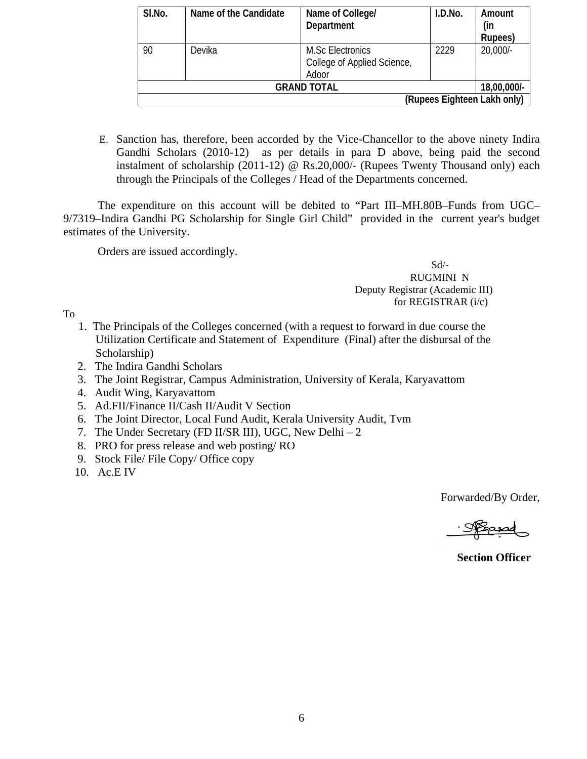| Sl.No. | Name of the Candidate | Name of College/ Department | I.D.No. | Amount (in Rupees) |
|---|---|---|---|---|
| 90 | Devika | M.Sc Electronics College of Applied Science, Adoor | 2229 | 20,000/- |
| **GRAND TOTAL** | | | | **18,00,000/-** |
| **(Rupees Eighteen Lakh only)** | | | | |

E. Sanction has, therefore, been accorded by the Vice-Chancellor to the above ninety Indira Gandhi Scholars (2010-12) as per details in para D above, being paid the second instalment of scholarship (2011-12) @ Rs.20,000/- (Rupees Twenty Thousand only) each through the Principals of the Colleges / Head of the Departments concerned.

The expenditure on this account will be debited to "Part III–MH.80B–Funds from UGC–9/7319–Indira Gandhi PG Scholarship for Single Girl Child" provided in the current year's budget estimates of the University.

Orders are issued accordingly.

Sd/-
RUGMINI N
Deputy Registrar (Academic III)
for REGISTRAR (i/c)

To

1. The Principals of the Colleges concerned (with a request to forward in due course the Utilization Certificate and Statement of Expenditure (Final) after the disbursal of the Scholarship)
2. The Indira Gandhi Scholars
3. The Joint Registrar, Campus Administration, University of Kerala, Karyavattom
4. Audit Wing, Karyavattom
5. Ad.FII/Finance II/Cash II/Audit V Section
6. The Joint Director, Local Fund Audit, Kerala University Audit, Tvm
7. The Under Secretary (FD II/SR III), UGC, New Delhi – 2
8. PRO for press release and web posting/ RO
9. Stock File/ File Copy/ Office copy
10. Ac.E IV

Forwarded/By Order,

**Section Officer**